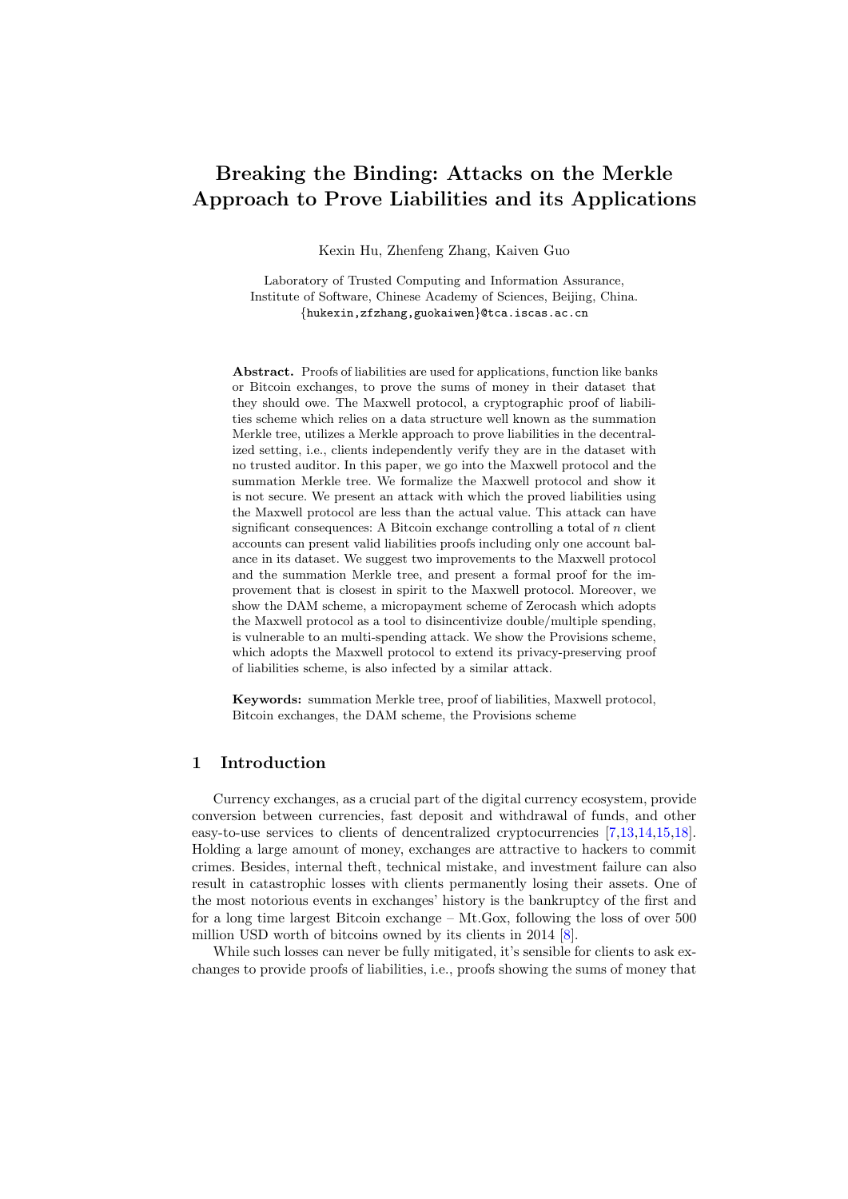# Breaking the Binding: Attacks on the Merkle Approach to Prove Liabilities and its Applications

Kexin Hu, Zhenfeng Zhang, Kaiven Guo

Laboratory of Trusted Computing and Information Assurance,
Institute of Software, Chinese Academy of Sciences, Beijing, China.
{hukexin,zfzhang,guokaiwen}@tca.iscas.ac.cn

**Abstract.** Proofs of liabilities are used for applications, function like banks or Bitcoin exchanges, to prove the sums of money in their dataset that they should owe. The Maxwell protocol, a cryptographic proof of liabilities scheme which relies on a data structure well known as the summation Merkle tree, utilizes a Merkle approach to prove liabilities in the decentralized setting, i.e., clients independently verify they are in the dataset with no trusted auditor. In this paper, we go into the Maxwell protocol and the summation Merkle tree. We formalize the Maxwell protocol and show it is not secure. We present an attack with which the proved liabilities using the Maxwell protocol are less than the actual value. This attack can have significant consequences: A Bitcoin exchange controlling a total of $n$ client accounts can present valid liabilities proofs including only one account balance in its dataset. We suggest two improvements to the Maxwell protocol and the summation Merkle tree, and present a formal proof for the improvement that is closest in spirit to the Maxwell protocol. Moreover, we show the DAM scheme, a micropayment scheme of Zerocash which adopts the Maxwell protocol as a tool to disincentivize double/multiple spending, is vulnerable to an multi-spending attack. We show the Provisions scheme, which adopts the Maxwell protocol to extend its privacy-preserving proof of liabilities scheme, is also infected by a similar attack.

**Keywords:** summation Merkle tree, proof of liabilities, Maxwell protocol, Bitcoin exchanges, the DAM scheme, the Provisions scheme

## 1 Introduction

Currency exchanges, as a crucial part of the digital currency ecosystem, provide conversion between currencies, fast deposit and withdrawal of funds, and other easy-to-use services to clients of dencentralized cryptocurrencies [7,13,14,15,18]. Holding a large amount of money, exchanges are attractive to hackers to commit crimes. Besides, internal theft, technical mistake, and investment failure can also result in catastrophic losses with clients permanently losing their assets. One of the most notorious events in exchanges' history is the bankruptcy of the first and for a long time largest Bitcoin exchange – Mt.Gox, following the loss of over 500 million USD worth of bitcoins owned by its clients in 2014 [8].

While such losses can never be fully mitigated, it's sensible for clients to ask exchanges to provide proofs of liabilities, i.e., proofs showing the sums of money that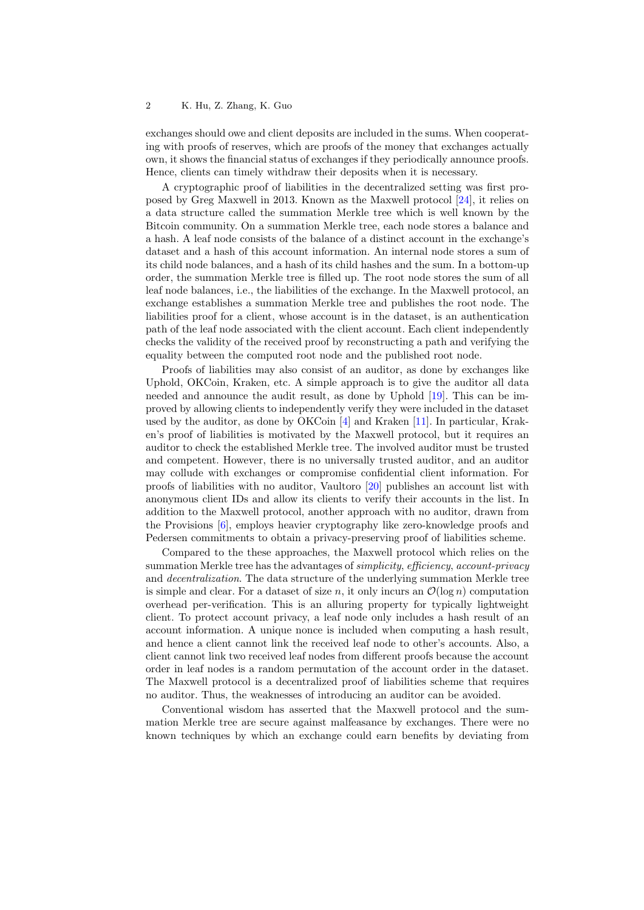exchanges should owe and client deposits are included in the sums. When cooperating with proofs of reserves, which are proofs of the money that exchanges actually own, it shows the financial status of exchanges if they periodically announce proofs. Hence, clients can timely withdraw their deposits when it is necessary.

A cryptographic proof of liabilities in the decentralized setting was first proposed by Greg Maxwell in 2013. Known as the Maxwell protocol [24], it relies on a data structure called the summation Merkle tree which is well known by the Bitcoin community. On a summation Merkle tree, each node stores a balance and a hash. A leaf node consists of the balance of a distinct account in the exchange's dataset and a hash of this account information. An internal node stores a sum of its child node balances, and a hash of its child hashes and the sum. In a bottom-up order, the summation Merkle tree is filled up. The root node stores the sum of all leaf node balances, i.e., the liabilities of the exchange. In the Maxwell protocol, an exchange establishes a summation Merkle tree and publishes the root node. The liabilities proof for a client, whose account is in the dataset, is an authentication path of the leaf node associated with the client account. Each client independently checks the validity of the received proof by reconstructing a path and verifying the equality between the computed root node and the published root node.

Proofs of liabilities may also consist of an auditor, as done by exchanges like Uphold, OKCoin, Kraken, etc. A simple approach is to give the auditor all data needed and announce the audit result, as done by Uphold [19]. This can be improved by allowing clients to independently verify they were included in the dataset used by the auditor, as done by OKCoin [4] and Kraken [11]. In particular, Kraken's proof of liabilities is motivated by the Maxwell protocol, but it requires an auditor to check the established Merkle tree. The involved auditor must be trusted and competent. However, there is no universally trusted auditor, and an auditor may collude with exchanges or compromise confidential client information. For proofs of liabilities with no auditor, Vaultoro [20] publishes an account list with anonymous client IDs and allow its clients to verify their accounts in the list. In addition to the Maxwell protocol, another approach with no auditor, drawn from the Provisions [6], employs heavier cryptography like zero-knowledge proofs and Pedersen commitments to obtain a privacy-preserving proof of liabilities scheme.

Compared to the these approaches, the Maxwell protocol which relies on the summation Merkle tree has the advantages of *simplicity*, *efficiency*, *account-privacy* and *decentralization*. The data structure of the underlying summation Merkle tree is simple and clear. For a dataset of size $n$, it only incurs an $\mathcal{O}(\log n)$ computation overhead per-verification. This is an alluring property for typically lightweight client. To protect account privacy, a leaf node only includes a hash result of an account information. A unique nonce is included when computing a hash result, and hence a client cannot link the received leaf node to other's accounts. Also, a client cannot link two received leaf nodes from different proofs because the account order in leaf nodes is a random permutation of the account order in the dataset. The Maxwell protocol is a decentralized proof of liabilities scheme that requires no auditor. Thus, the weaknesses of introducing an auditor can be avoided.

Conventional wisdom has asserted that the Maxwell protocol and the summation Merkle tree are secure against malfeasance by exchanges. There were no known techniques by which an exchange could earn benefits by deviating from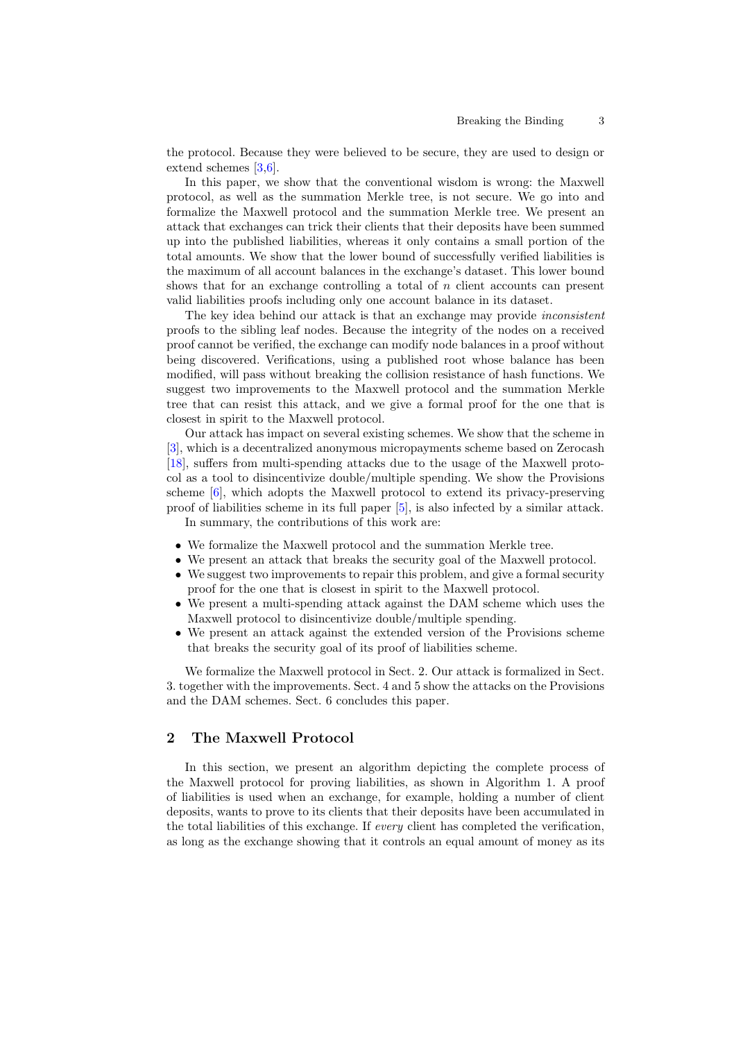the protocol. Because they were believed to be secure, they are used to design or extend schemes [3,6].

In this paper, we show that the conventional wisdom is wrong: the Maxwell protocol, as well as the summation Merkle tree, is not secure. We go into and formalize the Maxwell protocol and the summation Merkle tree. We present an attack that exchanges can trick their clients that their deposits have been summed up into the published liabilities, whereas it only contains a small portion of the total amounts. We show that the lower bound of successfully verified liabilities is the maximum of all account balances in the exchange's dataset. This lower bound shows that for an exchange controlling a total of $n$ client accounts can present valid liabilities proofs including only one account balance in its dataset.

The key idea behind our attack is that an exchange may provide *inconsistent* proofs to the sibling leaf nodes. Because the integrity of the nodes on a received proof cannot be verified, the exchange can modify node balances in a proof without being discovered. Verifications, using a published root whose balance has been modified, will pass without breaking the collision resistance of hash functions. We suggest two improvements to the Maxwell protocol and the summation Merkle tree that can resist this attack, and we give a formal proof for the one that is closest in spirit to the Maxwell protocol.

Our attack has impact on several existing schemes. We show that the scheme in [3], which is a decentralized anonymous micropayments scheme based on Zerocash [18], suffers from multi-spending attacks due to the usage of the Maxwell protocol as a tool to disincentivize double/multiple spending. We show the Provisions scheme [6], which adopts the Maxwell protocol to extend its privacy-preserving proof of liabilities scheme in its full paper [5], is also infected by a similar attack.

In summary, the contributions of this work are:

- We formalize the Maxwell protocol and the summation Merkle tree.
- We present an attack that breaks the security goal of the Maxwell protocol.
- We suggest two improvements to repair this problem, and give a formal security proof for the one that is closest in spirit to the Maxwell protocol.
- We present a multi-spending attack against the DAM scheme which uses the Maxwell protocol to disincentivize double/multiple spending.
- We present an attack against the extended version of the Provisions scheme that breaks the security goal of its proof of liabilities scheme.

We formalize the Maxwell protocol in Sect. 2. Our attack is formalized in Sect. 3. together with the improvements. Sect. 4 and 5 show the attacks on the Provisions and the DAM schemes. Sect. 6 concludes this paper.

## 2 The Maxwell Protocol

In this section, we present an algorithm depicting the complete process of the Maxwell protocol for proving liabilities, as shown in Algorithm 1. A proof of liabilities is used when an exchange, for example, holding a number of client deposits, wants to prove to its clients that their deposits have been accumulated in the total liabilities of this exchange. If *every* client has completed the verification, as long as the exchange showing that it controls an equal amount of money as its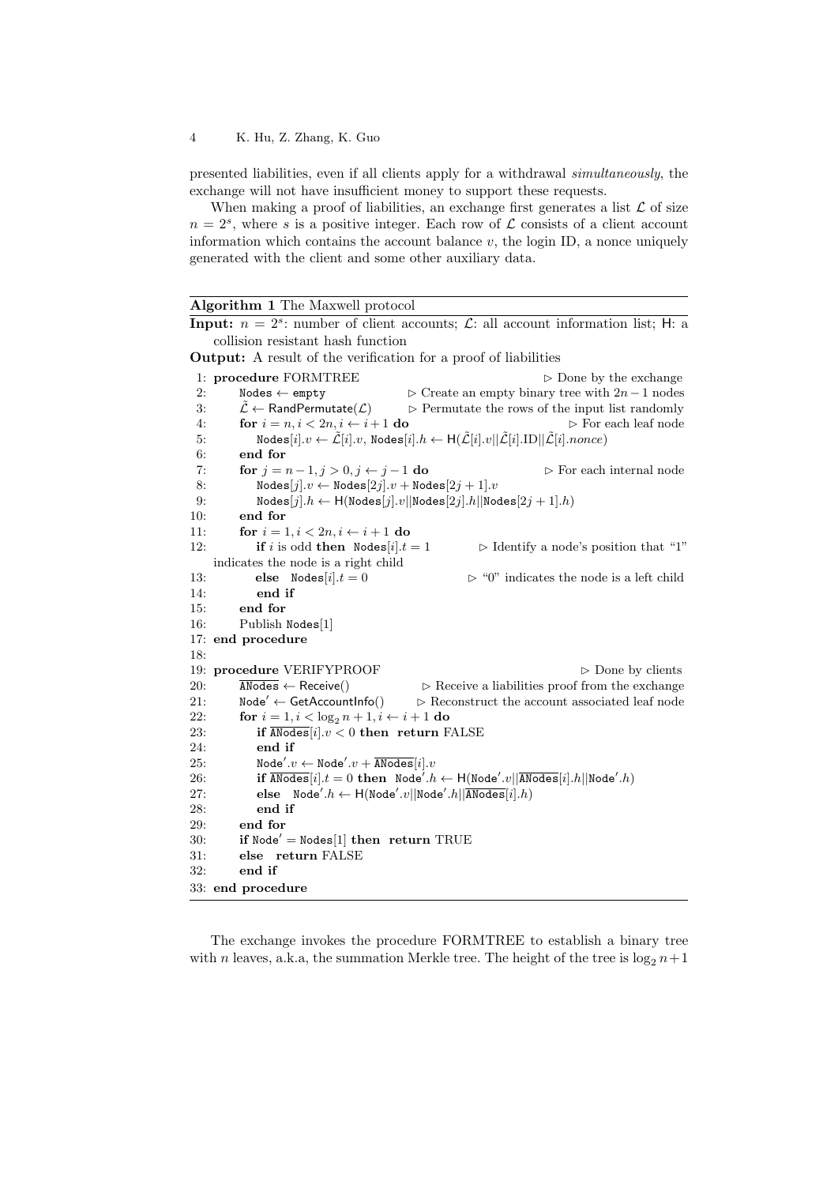presented liabilities, even if all clients apply for a withdrawal *simultaneously*, the exchange will not have insufficient money to support these requests.

When making a proof of liabilities, an exchange first generates a list $\mathcal{L}$ of size $n = 2^s$, where $s$ is a positive integer. Each row of $\mathcal{L}$ consists of a client account information which contains the account balance $v$, the login ID, a nonce uniquely generated with the client and some other auxiliary data.

**Algorithm 1** The Maxwell protocol

**Input:** $n = 2^s$: number of client accounts; $\mathcal{L}$: all account information list; H: a collision resistant hash function

**Output:** A result of the verification for a proof of liabilities

```
 1: procedure FORMTREE                                            ▷ Done by the exchange
 2:     Nodes ← empty                  ▷ Create an empty binary tree with 2n−1 nodes
 3:     L̃ ← RandPermutate(L)           ▷ Permutate the rows of the input list randomly
 4:     for i = n, i < 2n, i ← i+1 do                               ▷ For each leaf node
 5:         Nodes[i].v ← L̃[i].v, Nodes[i].h ← H(L̃[i].v||L̃[i].ID||L̃[i].nonce)
 6:     end for
 7:     for j = n−1, j > 0, j ← j−1 do                          ▷ For each internal node
 8:         Nodes[j].v ← Nodes[2j].v + Nodes[2j+1].v
 9:         Nodes[j].h ← H(Nodes[j].v||Nodes[2j].h||Nodes[2j+1].h)
10:     end for
11:     for i = 1, i < 2n, i ← i+1 do
12:         if i is odd then Nodes[i].t = 1       ▷ Identify a node's position that "1"
    indicates the node is a right child
13:         else Nodes[i].t = 0                    ▷ "0" indicates the node is a left child
14:         end if
15:     end for
16:     Publish Nodes[1]
17: end procedure
18:
19: procedure VERIFYPROOF                                              ▷ Done by clients
20:     ANodes ← Receive()            ▷ Receive a liabilities proof from the exchange
21:     Node' ← GetAccountInfo()      ▷ Reconstruct the account associated leaf node
22:     for i = 1, i < log2 n + 1, i ← i+1 do
23:         if ANodes[i].v < 0 then return FALSE
24:         end if
25:         Node'.v ← Node'.v + ANodes[i].v
26:         if ANodes[i].t = 0 then Node'.h ← H(Node'.v||ANodes[i].h||Node'.h)
27:         else Node'.h ← H(Node'.v||Node'.h||ANodes[i].h)
28:         end if
29:     end for
30:     if Node' = Nodes[1] then return TRUE
31:     else return FALSE
32:     end if
33: end procedure
```

The exchange invokes the procedure FORMTREE to establish a binary tree with $n$ leaves, a.k.a, the summation Merkle tree. The height of the tree is $\log_2 n + 1$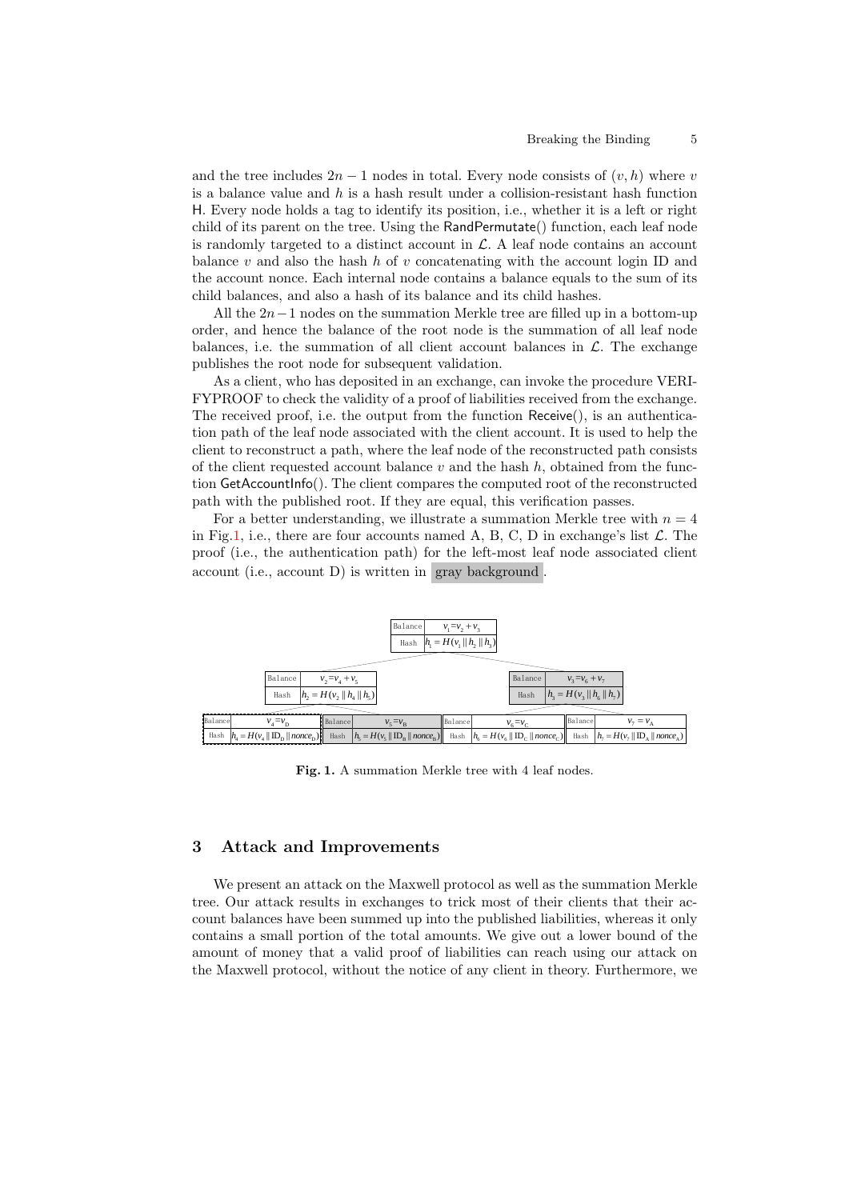and the tree includes $2n-1$ nodes in total. Every node consists of $(v, h)$ where $v$ is a balance value and $h$ is a hash result under a collision-resistant hash function $\mathsf{H}$. Every node holds a tag to identify its position, i.e., whether it is a left or right child of its parent on the tree. Using the RandPermutate() function, each leaf node is randomly targeted to a distinct account in $\mathcal{L}$. A leaf node contains an account balance $v$ and also the hash $h$ of $v$ concatenating with the account login ID and the account nonce. Each internal node contains a balance equals to the sum of its child balances, and also a hash of its balance and its child hashes.

All the $2n-1$ nodes on the summation Merkle tree are filled up in a bottom-up order, and hence the balance of the root node is the summation of all leaf node balances, i.e. the summation of all client account balances in $\mathcal{L}$. The exchange publishes the root node for subsequent validation.

As a client, who has deposited in an exchange, can invoke the procedure VERIFYPROOF to check the validity of a proof of liabilities received from the exchange. The received proof, i.e. the output from the function Receive(), is an authentication path of the leaf node associated with the client account. It is used to help the client to reconstruct a path, where the leaf node of the reconstructed path consists of the client requested account balance $v$ and the hash $h$, obtained from the function GetAccountInfo(). The client compares the computed root of the reconstructed path with the published root. If they are equal, this verification passes.

For a better understanding, we illustrate a summation Merkle tree with $n = 4$ in Fig.1, i.e., there are four accounts named A, B, C, D in exchange's list $\mathcal{L}$. The proof (i.e., the authentication path) for the left-most leaf node associated client account (i.e., account D) is written in gray background.

Root: Balance $v_1 = v_2 + v_3$; Hash $h_1 = H(v_1 \| h_2 \| h_3)$

Level 2: Balance $v_2 = v_4 + v_5$; Hash $h_2 = H(v_2 \| h_4 \| h_5)$ — Balance $v_3 = v_6 + v_7$; Hash $h_3 = H(v_3 \| h_6 \| h_7)$

Leaves: Balance $v_4 = v_D$; Hash $h_4 = H(v_4 \| \mathrm{ID}_D \| nonce_D)$ — Balance $v_5 = v_B$; Hash $h_5 = H(v_5 \| \mathrm{ID}_B \| nonce_B)$ — Balance $v_6 = v_C$; Hash $h_6 = H(v_6 \| \mathrm{ID}_C \| nonce_C)$ — Balance $v_7 = v_A$; Hash $h_7 = H(v_7 \| \mathrm{ID}_A \| nonce_A)$

**Fig. 1.** A summation Merkle tree with 4 leaf nodes.

## 3 Attack and Improvements

We present an attack on the Maxwell protocol as well as the summation Merkle tree. Our attack results in exchanges to trick most of their clients that their account balances have been summed up into the published liabilities, whereas it only contains a small portion of the total amounts. We give out a lower bound of the amount of money that a valid proof of liabilities can reach using our attack on the Maxwell protocol, without the notice of any client in theory. Furthermore, we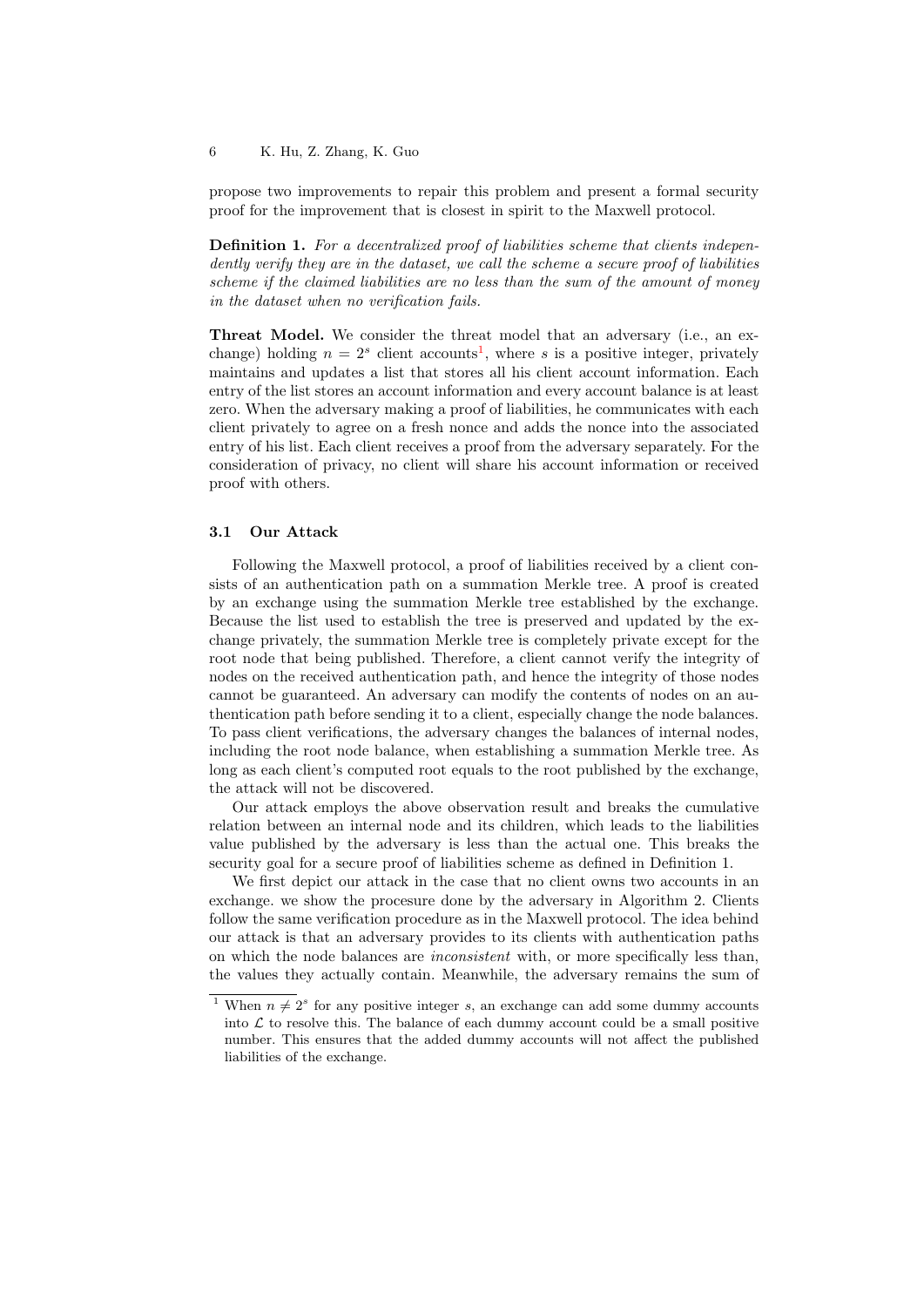propose two improvements to repair this problem and present a formal security proof for the improvement that is closest in spirit to the Maxwell protocol.

**Definition 1.** *For a decentralized proof of liabilities scheme that clients independently verify they are in the dataset, we call the scheme a secure proof of liabilities scheme if the claimed liabilities are no less than the sum of the amount of money in the dataset when no verification fails.*

**Threat Model.** We consider the threat model that an adversary (i.e., an exchange) holding $n = 2^s$ client accounts[1], where $s$ is a positive integer, privately maintains and updates a list that stores all his client account information. Each entry of the list stores an account information and every account balance is at least zero. When the adversary making a proof of liabilities, he communicates with each client privately to agree on a fresh nonce and adds the nonce into the associated entry of his list. Each client receives a proof from the adversary separately. For the consideration of privacy, no client will share his account information or received proof with others.

### 3.1 Our Attack

Following the Maxwell protocol, a proof of liabilities received by a client consists of an authentication path on a summation Merkle tree. A proof is created by an exchange using the summation Merkle tree established by the exchange. Because the list used to establish the tree is preserved and updated by the exchange privately, the summation Merkle tree is completely private except for the root node that being published. Therefore, a client cannot verify the integrity of nodes on the received authentication path, and hence the integrity of those nodes cannot be guaranteed. An adversary can modify the contents of nodes on an authentication path before sending it to a client, especially change the node balances. To pass client verifications, the adversary changes the balances of internal nodes, including the root node balance, when establishing a summation Merkle tree. As long as each client's computed root equals to the root published by the exchange, the attack will not be discovered.

Our attack employs the above observation result and breaks the cumulative relation between an internal node and its children, which leads to the liabilities value published by the adversary is less than the actual one. This breaks the security goal for a secure proof of liabilities scheme as defined in Definition 1.

We first depict our attack in the case that no client owns two accounts in an exchange. we show the procesure done by the adversary in Algorithm 2. Clients follow the same verification procedure as in the Maxwell protocol. The idea behind our attack is that an adversary provides to its clients with authentication paths on which the node balances are *inconsistent* with, or more specifically less than, the values they actually contain. Meanwhile, the adversary remains the sum of

[1] When $n \neq 2^s$ for any positive integer $s$, an exchange can add some dummy accounts into $\mathcal{L}$ to resolve this. The balance of each dummy account could be a small positive number. This ensures that the added dummy accounts will not affect the published liabilities of the exchange.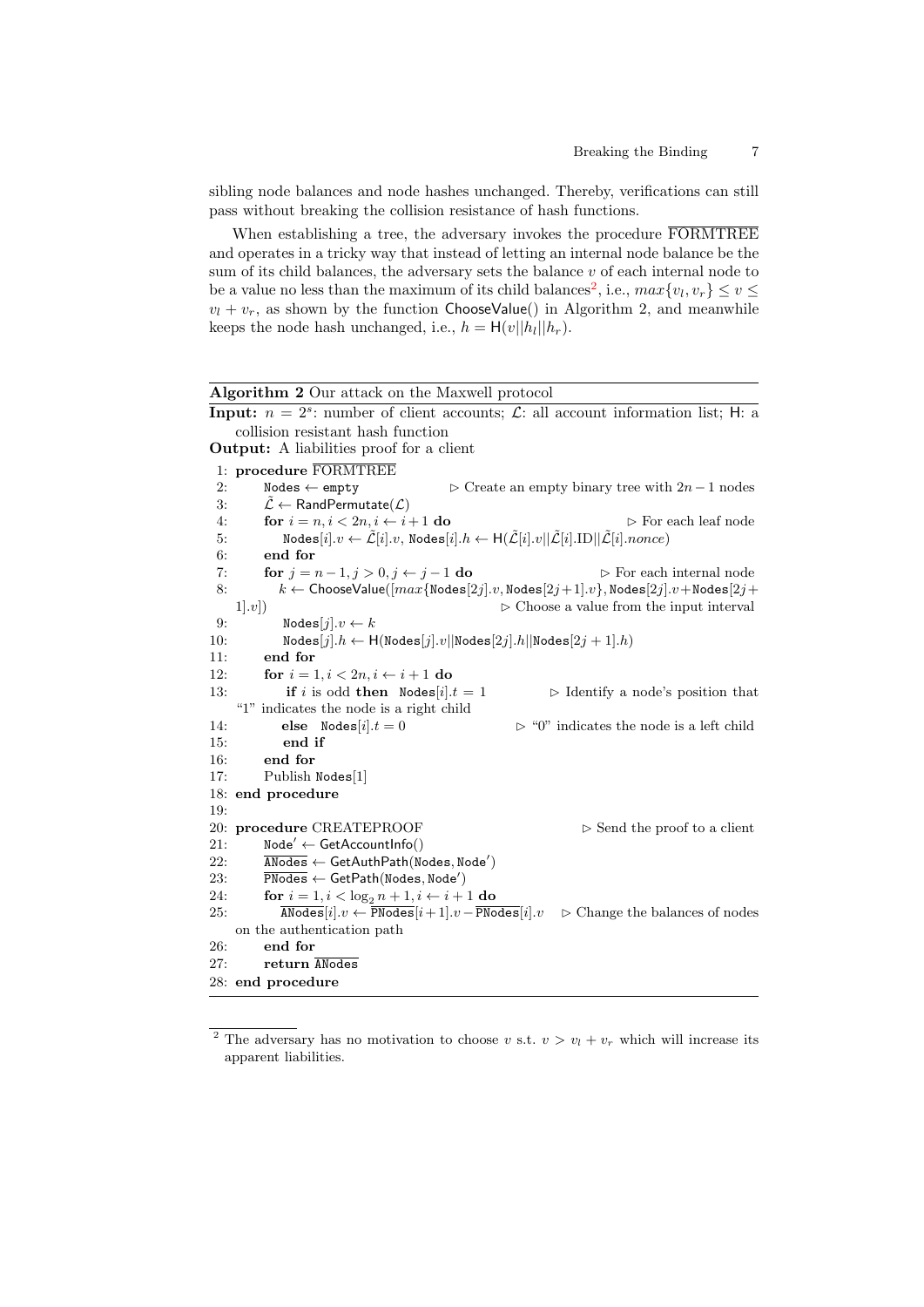sibling node balances and node hashes unchanged. Thereby, verifications can still pass without breaking the collision resistance of hash functions.

When establishing a tree, the adversary invokes the procedure $\overline{\text{FORMTREE}}$ and operates in a tricky way that instead of letting an internal node balance be the sum of its child balances, the adversary sets the balance $v$ of each internal node to be a value no less than the maximum of its child balances[2], i.e., $max\{v_l, v_r\} \leq v \leq v_l + v_r$, as shown by the function ChooseValue() in Algorithm 2, and meanwhile keeps the node hash unchanged, i.e., $h = \mathsf{H}(v||h_l||h_r)$.

**Algorithm 2** Our attack on the Maxwell protocol

**Input:** $n = 2^s$: number of client accounts; $\mathcal{L}$: all account information list; $\mathsf{H}$: a collision resistant hash function

**Output:** A liabilities proof for a client

```
1:  procedure FORMTREE (overlined)
2:      Nodes ← empty                          ▷ Create an empty binary tree with 2n−1 nodes
3:      L̃ ← RandPermutate(L)
4:      for i = n, i < 2n, i ← i+1 do                                  ▷ For each leaf node
5:          Nodes[i].v ← L̃[i].v, Nodes[i].h ← H(L̃[i].v||L̃[i].ID||L̃[i].nonce)
6:      end for
7:      for j = n−1, j > 0, j ← j−1 do                              ▷ For each internal node
8:          k ← ChooseValue([max{Nodes[2j].v, Nodes[2j+1].v}, Nodes[2j].v+Nodes[2j+1].v])
                                                         ▷ Choose a value from the input interval
9:          Nodes[j].v ← k
10:         Nodes[j].h ← H(Nodes[j].v||Nodes[2j].h||Nodes[2j+1].h)
11:     end for
12:     for i = 1, i < 2n, i ← i+1 do
13:         if i is odd then Nodes[i].t = 1        ▷ Identify a node's position that
                                                     "1" indicates the node is a right child
14:         else Nodes[i].t = 0                     ▷ "0" indicates the node is a left child
15:         end if
16:     end for
17:     Publish Nodes[1]
18: end procedure
19:
20: procedure CREATEPROOF                                      ▷ Send the proof to a client
21:     Node' ← GetAccountInfo()
22:     ANodes ← GetAuthPath(Nodes, Node')          (ANodes overlined)
23:     PNodes ← GetPath(Nodes, Node')              (PNodes overlined)
24:     for i = 1, i < log_2 n + 1, i ← i+1 do
25:         ANodes[i].v ← PNodes[i+1].v − PNodes[i].v   ▷ Change the balances of nodes
                                                          on the authentication path
26:     end for
27:     return ANodes
28: end procedure
```

[2] The adversary has no motivation to choose $v$ s.t. $v > v_l + v_r$ which will increase its apparent liabilities.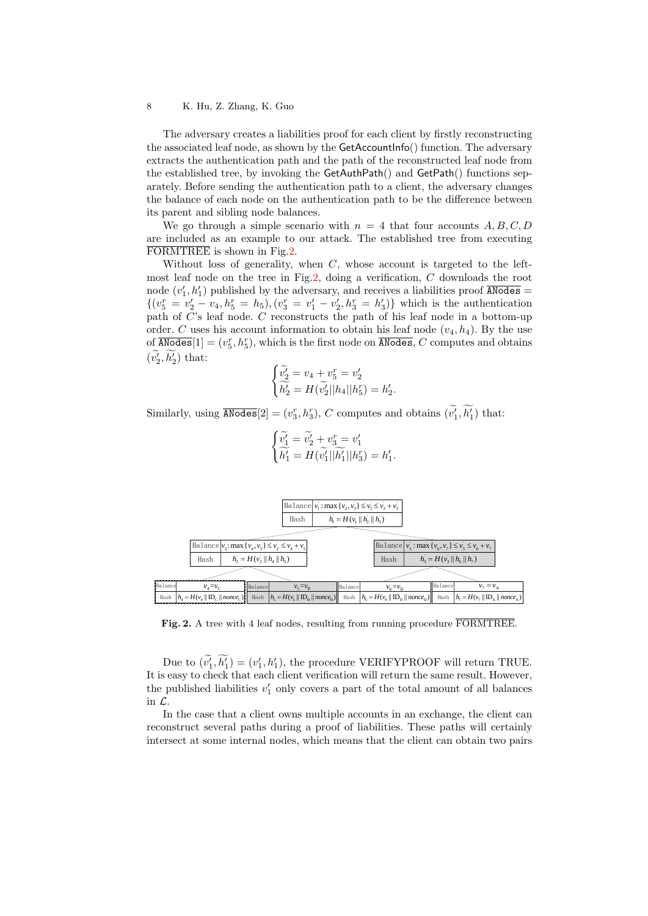The adversary creates a liabilities proof for each client by firstly reconstructing the associated leaf node, as shown by the GetAccountInfo() function. The adversary extracts the authentication path and the path of the reconstructed leaf node from the established tree, by invoking the GetAuthPath() and GetPath() functions separately. Before sending the authentication path to a client, the adversary changes the balance of each node on the authentication path to be the difference between its parent and sibling node balances.

We go through a simple scenario with $n = 4$ that four accounts $A, B, C, D$ are included as an example to our attack. The established tree from executing $\overline{\text{FORMTREE}}$ is shown in Fig.2.

Without loss of generality, when $C$, whose account is targeted to the left-most leaf node on the tree in Fig.2, doing a verification, $C$ downloads the root node $(v_1', h_1')$ published by the adversary, and receives a liabilities proof $\overline{\texttt{ANodes}} = \{(v_5^r = v_2' - v_4, h_5^r = h_5), (v_3^r = v_1' - v_2', h_3^r = h_3')\}$ which is the authentication path of $C$'s leaf node. $C$ reconstructs the path of his leaf node in a bottom-up order. $C$ uses his account information to obtain his leaf node $(v_4, h_4)$. By the use of $\overline{\texttt{ANodes}}[1] = (v_5^r, h_5^r)$, which is the first node on $\overline{\texttt{ANodes}}$, $C$ computes and obtains $(\widetilde{v_2'}, \widetilde{h_2'})$ that:

$$\begin{cases} \widetilde{v_2'} = v_4 + v_5^r = v_2' \\ \widetilde{h_2'} = H(\widetilde{v_2'} || h_4 || h_5^r) = h_2'. \end{cases}$$

Similarly, using $\overline{\texttt{ANodes}}[2] = (v_3^r, h_3^r)$, $C$ computes and obtains $(\widetilde{v_1'}, \widetilde{h_1'})$ that:

$$\begin{cases} \widetilde{v_1'} = \widetilde{v_2'} + v_3^r = v_1' \\ \widetilde{h_1'} = H(\widetilde{v_1'} || \widetilde{h_1'} || h_3^r) = h_1'. \end{cases}$$

| Balance | $v_1'$ : $\max\{v_2', v_3'\} \leq v_1' \leq v_2' + v_3'$ |
|---|---|
| Hash | $h_1' = H(v_1' \| h_2' \| h_3')$ |

| Balance | $v_2'$ : $\max\{v_4, v_5\} \leq v_2' \leq v_4 + v_5$ |
|---|---|
| Hash | $h_2' = H(v_2' \| h_4 \| h_5)$ |

| Balance | $v_3'$ : $\max\{v_6, v_7\} \leq v_3' \leq v_6 + v_7$ |
|---|---|
| Hash | $h_3' = H(v_3' \| h_6 \| h_7)$ |

| Balance | $v_4 = v_C$ | Balance | $v_5 = v_B$ | Balance | $v_6 = v_D$ | Balance | $v_7 = v_A$ |
|---|---|---|---|---|---|---|---|
| Hash | $h_4 = H(v_4 \| \mathrm{ID}_C \| nonce_C)$ | Hash | $h_5 = H(v_5 \| \mathrm{ID}_B \| nonce_B)$ | Hash | $h_6 = H(v_6 \| \mathrm{ID}_D \| nonce_D)$ | Hash | $h_7 = H(v_7 \| \mathrm{ID}_A \| nonce_A)$ |

**Fig. 2.** A tree with 4 leaf nodes, resulting from running procedure $\overline{\text{FORMTREE}}$.

Due to $(\widetilde{v_1'}, \widetilde{h_1'}) = (v_1', h_1')$, the procedure VERIFYPROOF will return TRUE. It is easy to check that each client verification will return the same result. However, the published liabilities $v_1'$ only covers a part of the total amount of all balances in $\mathcal{L}$.

In the case that a client owns multiple accounts in an exchange, the client can reconstruct several paths during a proof of liabilities. These paths will certainly intersect at some internal nodes, which means that the client can obtain two pairs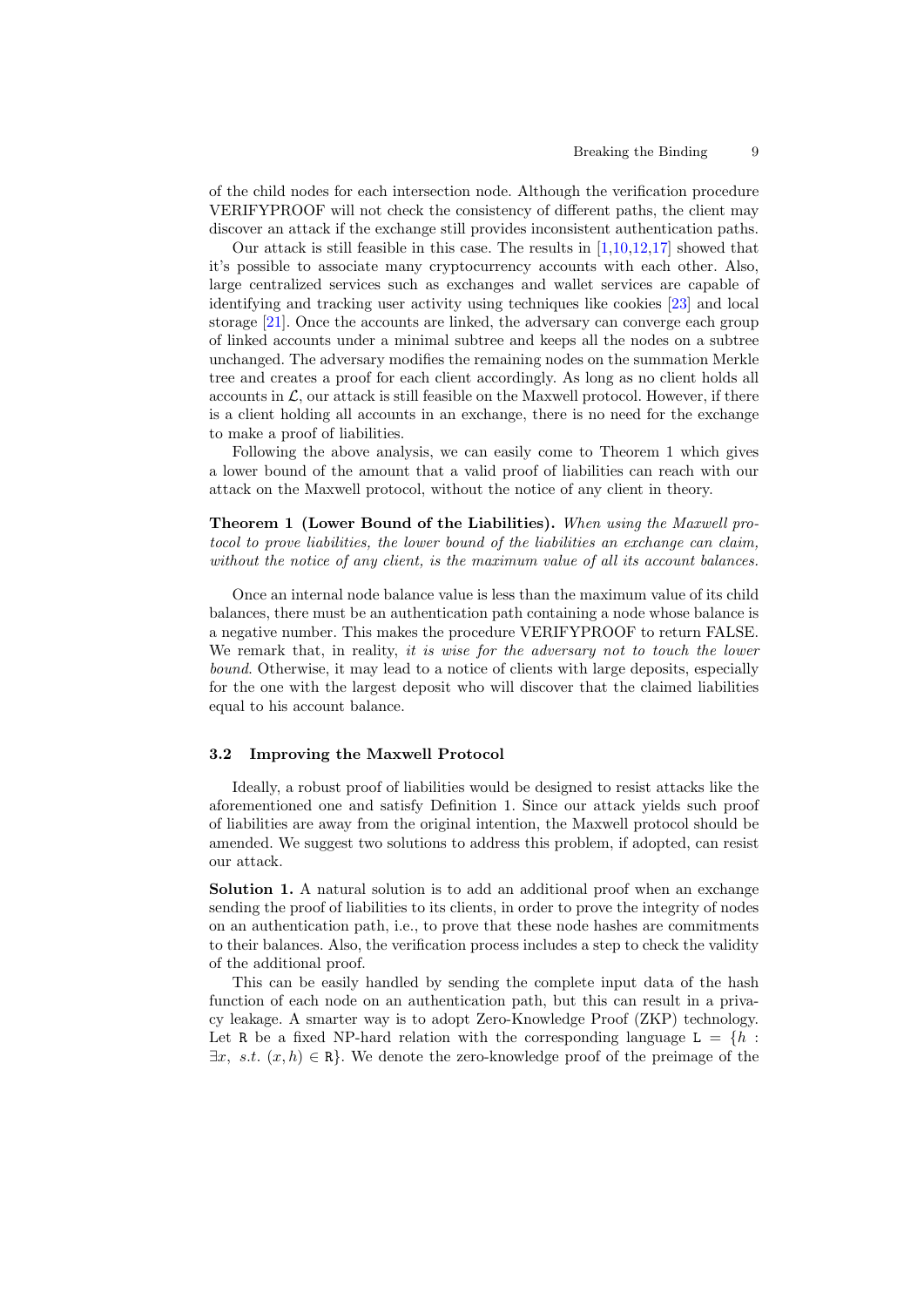of the child nodes for each intersection node. Although the verification procedure VERIFYPROOF will not check the consistency of different paths, the client may discover an attack if the exchange still provides inconsistent authentication paths.

Our attack is still feasible in this case. The results in [1,10,12,17] showed that it's possible to associate many cryptocurrency accounts with each other. Also, large centralized services such as exchanges and wallet services are capable of identifying and tracking user activity using techniques like cookies [23] and local storage [21]. Once the accounts are linked, the adversary can converge each group of linked accounts under a minimal subtree and keeps all the nodes on a subtree unchanged. The adversary modifies the remaining nodes on the summation Merkle tree and creates a proof for each client accordingly. As long as no client holds all accounts in $\mathcal{L}$, our attack is still feasible on the Maxwell protocol. However, if there is a client holding all accounts in an exchange, there is no need for the exchange to make a proof of liabilities.

Following the above analysis, we can easily come to Theorem 1 which gives a lower bound of the amount that a valid proof of liabilities can reach with our attack on the Maxwell protocol, without the notice of any client in theory.

**Theorem 1 (Lower Bound of the Liabilities).** *When using the Maxwell protocol to prove liabilities, the lower bound of the liabilities an exchange can claim, without the notice of any client, is the maximum value of all its account balances.*

Once an internal node balance value is less than the maximum value of its child balances, there must be an authentication path containing a node whose balance is a negative number. This makes the procedure VERIFYPROOF to return FALSE. We remark that, in reality, *it is wise for the adversary not to touch the lower bound*. Otherwise, it may lead to a notice of clients with large deposits, especially for the one with the largest deposit who will discover that the claimed liabilities equal to his account balance.

### 3.2 Improving the Maxwell Protocol

Ideally, a robust proof of liabilities would be designed to resist attacks like the aforementioned one and satisfy Definition 1. Since our attack yields such proof of liabilities are away from the original intention, the Maxwell protocol should be amended. We suggest two solutions to address this problem, if adopted, can resist our attack.

**Solution 1.** A natural solution is to add an additional proof when an exchange sending the proof of liabilities to its clients, in order to prove the integrity of nodes on an authentication path, i.e., to prove that these node hashes are commitments to their balances. Also, the verification process includes a step to check the validity of the additional proof.

This can be easily handled by sending the complete input data of the hash function of each node on an authentication path, but this can result in a privacy leakage. A smarter way is to adopt Zero-Knowledge Proof (ZKP) technology. Let $\mathtt{R}$ be a fixed NP-hard relation with the corresponding language $\mathtt{L} = \{h : \exists x,\ s.t.\ (x, h) \in \mathtt{R}\}$. We denote the zero-knowledge proof of the preimage of the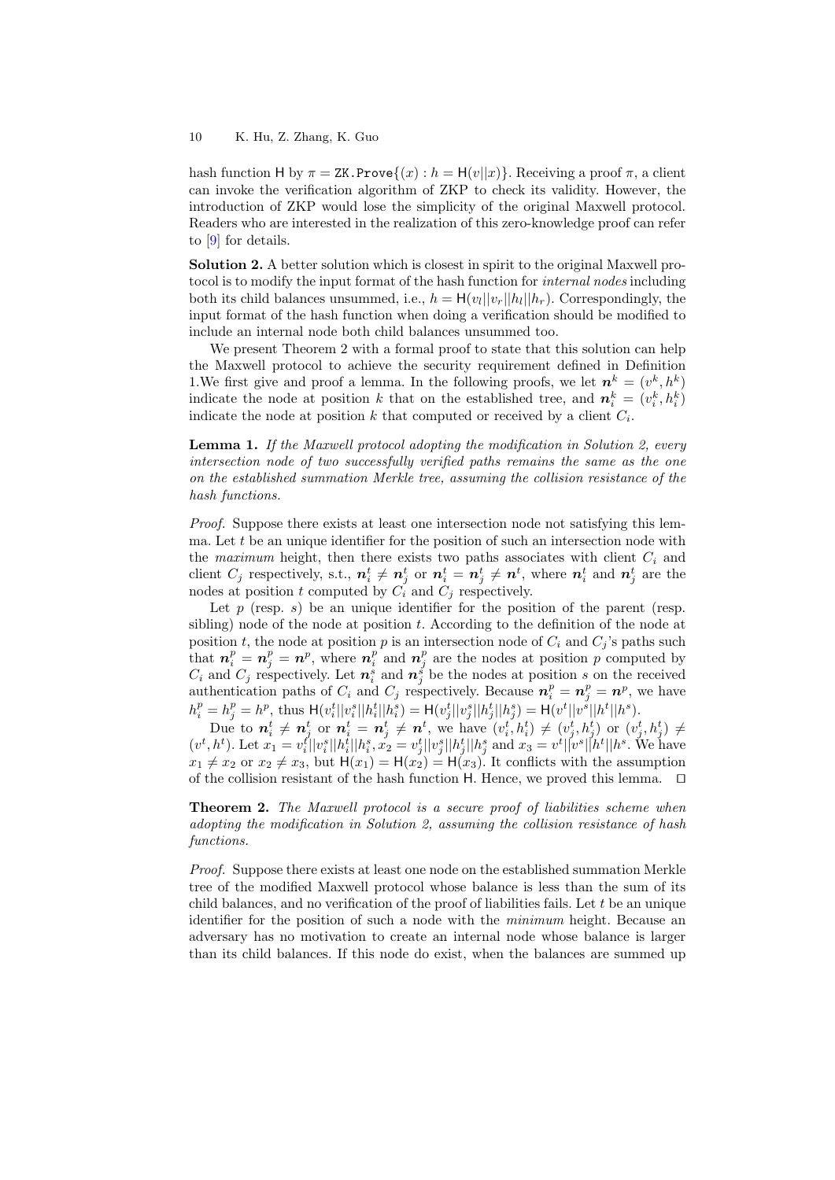hash function $\mathsf{H}$ by $\pi = \mathtt{ZK.Prove}\{(x) : h = \mathsf{H}(v||x)\}$. Receiving a proof $\pi$, a client can invoke the verification algorithm of ZKP to check its validity. However, the introduction of ZKP would lose the simplicity of the original Maxwell protocol. Readers who are interested in the realization of this zero-knowledge proof can refer to [9] for details.

**Solution 2.** A better solution which is closest in spirit to the original Maxwell protocol is to modify the input format of the hash function for *internal nodes* including both its child balances unsummed, i.e., $h = \mathsf{H}(v_l||v_r||h_l||h_r)$. Correspondingly, the input format of the hash function when doing a verification should be modified to include an internal node both child balances unsummed too.

We present Theorem 2 with a formal proof to state that this solution can help the Maxwell protocol to achieve the security requirement defined in Definition 1.We first give and proof a lemma. In the following proofs, we let $\boldsymbol{n}^k = (v^k, h^k)$ indicate the node at position $k$ that on the established tree, and $\boldsymbol{n}_i^k = (v_i^k, h_i^k)$ indicate the node at position $k$ that computed or received by a client $C_i$.

**Lemma 1.** *If the Maxwell protocol adopting the modification in Solution 2, every intersection node of two successfully verified paths remains the same as the one on the established summation Merkle tree, assuming the collision resistance of the hash functions.*

*Proof.* Suppose there exists at least one intersection node not satisfying this lemma. Let $t$ be an unique identifier for the position of such an intersection node with the *maximum* height, then there exists two paths associates with client $C_i$ and client $C_j$ respectively, s.t., $\boldsymbol{n}_i^t \neq \boldsymbol{n}_j^t$ or $\boldsymbol{n}_i^t = \boldsymbol{n}_j^t \neq \boldsymbol{n}^t$, where $\boldsymbol{n}_i^t$ and $\boldsymbol{n}_j^t$ are the nodes at position $t$ computed by $C_i$ and $C_j$ respectively.

Let $p$ (resp. $s$) be an unique identifier for the position of the parent (resp. sibling) node of the node at position $t$. According to the definition of the node at position $t$, the node at position $p$ is an intersection node of $C_i$ and $C_j$'s paths such that $\boldsymbol{n}_i^p = \boldsymbol{n}_j^p = \boldsymbol{n}^p$, where $\boldsymbol{n}_i^p$ and $\boldsymbol{n}_j^p$ are the nodes at position $p$ computed by $C_i$ and $C_j$ respectively. Let $\boldsymbol{n}_i^s$ and $\boldsymbol{n}_j^s$ be the nodes at position $s$ on the received authentication paths of $C_i$ and $C_j$ respectively. Because $\boldsymbol{n}_i^p = \boldsymbol{n}_j^p = \boldsymbol{n}^p$, we have $h_i^p = h_j^p = h^p$, thus $\mathsf{H}(v_i^t||v_i^s||h_i^t||h_i^s) = \mathsf{H}(v_j^t||v_j^s||h_j^t||h_j^s) = \mathsf{H}(v^t||v^s||h^t||h^s)$.

Due to $\boldsymbol{n}_i^t \neq \boldsymbol{n}_j^t$ or $\boldsymbol{n}_i^t = \boldsymbol{n}_j^t \neq \boldsymbol{n}^t$, we have $(v_i^t, h_i^t) \neq (v_j^t, h_j^t)$ or $(v_j^t, h_j^t) \neq (v^t, h^t)$. Let $x_1 = v_i^t||v_i^s||h_i^t||h_i^s$, $x_2 = v_j^t||v_j^s||h_j^t||h_j^s$ and $x_3 = v^t||v^s||h^t||h^s$. We have $x_1 \neq x_2$ or $x_2 \neq x_3$, but $\mathsf{H}(x_1) = \mathsf{H}(x_2) = \mathsf{H}(x_3)$. It conflicts with the assumption of the collision resistant of the hash function $\mathsf{H}$. Hence, we proved this lemma. $\square$

**Theorem 2.** *The Maxwell protocol is a secure proof of liabilities scheme when adopting the modification in Solution 2, assuming the collision resistance of hash functions.*

*Proof.* Suppose there exists at least one node on the established summation Merkle tree of the modified Maxwell protocol whose balance is less than the sum of its child balances, and no verification of the proof of liabilities fails. Let $t$ be an unique identifier for the position of such a node with the *minimum* height. Because an adversary has no motivation to create an internal node whose balance is larger than its child balances. If this node do exist, when the balances are summed up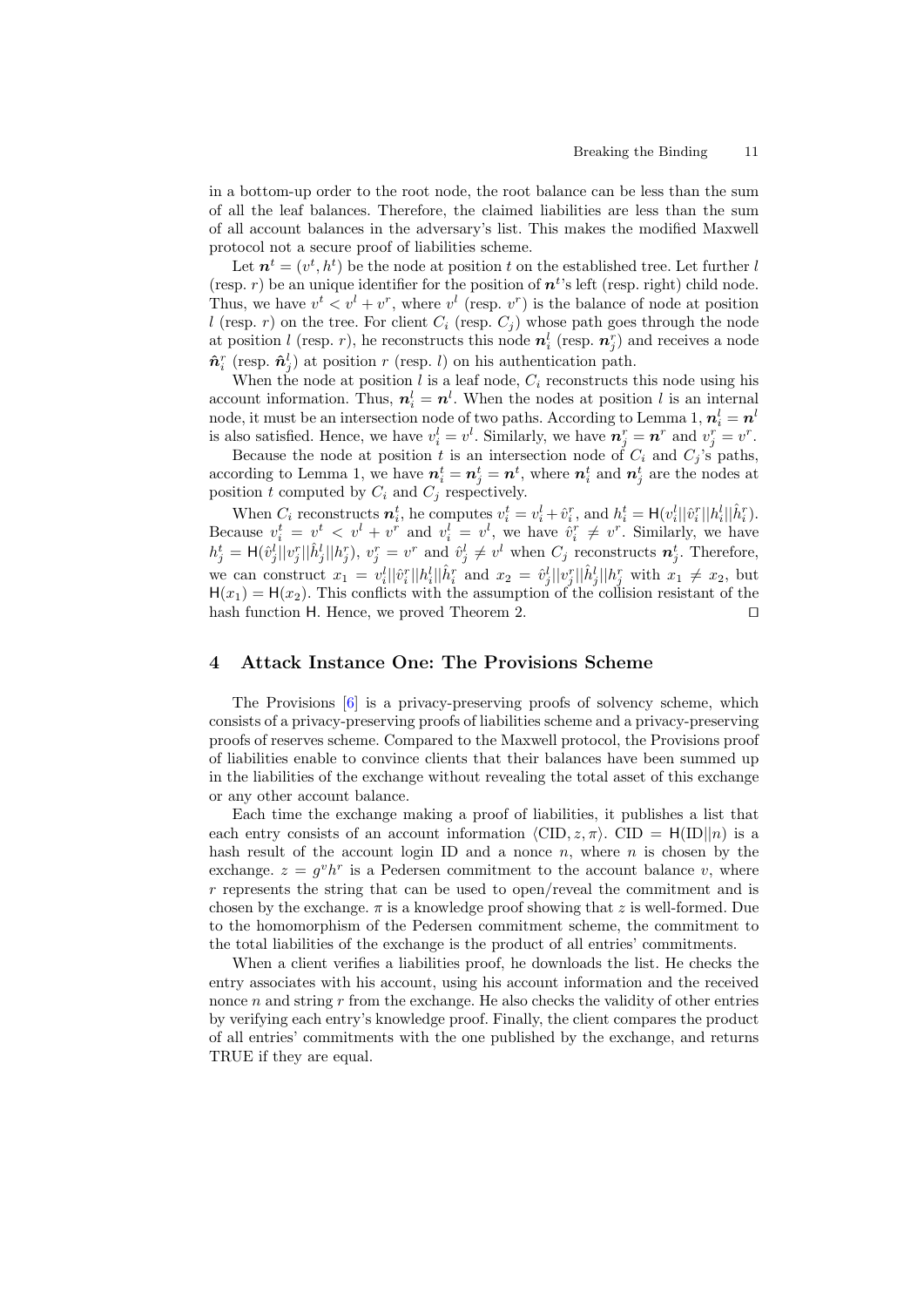in a bottom-up order to the root node, the root balance can be less than the sum of all the leaf balances. Therefore, the claimed liabilities are less than the sum of all account balances in the adversary's list. This makes the modified Maxwell protocol not a secure proof of liabilities scheme.

Let $\boldsymbol{n}^t = (v^t, h^t)$ be the node at position $t$ on the established tree. Let further $l$ (resp. $r$) be an unique identifier for the position of $\boldsymbol{n}^t$'s left (resp. right) child node. Thus, we have $v^t < v^l + v^r$, where $v^l$ (resp. $v^r$) is the balance of node at position $l$ (resp. $r$) on the tree. For client $C_i$ (resp. $C_j$) whose path goes through the node at position $l$ (resp. $r$), he reconstructs this node $\boldsymbol{n}_i^l$ (resp. $\boldsymbol{n}_j^r$) and receives a node $\hat{\boldsymbol{n}}_i^r$ (resp. $\hat{\boldsymbol{n}}_j^l$) at position $r$ (resp. $l$) on his authentication path.

When the node at position $l$ is a leaf node, $C_i$ reconstructs this node using his account information. Thus, $\boldsymbol{n}_i^l = \boldsymbol{n}^l$. When the nodes at position $l$ is an internal node, it must be an intersection node of two paths. According to Lemma 1, $\boldsymbol{n}_i^l = \boldsymbol{n}^l$ is also satisfied. Hence, we have $v_i^l = v^l$. Similarly, we have $\boldsymbol{n}_j^r = \boldsymbol{n}^r$ and $v_j^r = v^r$.

Because the node at position $t$ is an intersection node of $C_i$ and $C_j$'s paths, according to Lemma 1, we have $\boldsymbol{n}_i^t = \boldsymbol{n}_j^t = \boldsymbol{n}^t$, where $\boldsymbol{n}_i^t$ and $\boldsymbol{n}_j^t$ are the nodes at position $t$ computed by $C_i$ and $C_j$ respectively.

When $C_i$ reconstructs $\boldsymbol{n}_i^t$, he computes $v_i^t = v_i^l + \hat{v}_i^r$, and $h_i^t = \mathsf{H}(v_i^l||\hat{v}_i^r||h_i^l||\hat{h}_i^r)$. Because $v_i^t = v^t < v^l + v^r$ and $v_i^l = v^l$, we have $\hat{v}_i^r \neq v^r$. Similarly, we have $h_j^t = \mathsf{H}(\hat{v}_j^l||v_j^r||\hat{h}_j^l||h_j^r)$, $v_j^r = v^r$ and $\hat{v}_j^l \neq v^l$ when $C_j$ reconstructs $\boldsymbol{n}_j^t$. Therefore, we can construct $x_1 = v_i^l||\hat{v}_i^r||h_i^l||\hat{h}_i^r$ and $x_2 = \hat{v}_j^l||v_j^r||\hat{h}_j^l||h_j^r$ with $x_1 \neq x_2$, but $\mathsf{H}(x_1) = \mathsf{H}(x_2)$. This conflicts with the assumption of the collision resistant of the hash function $\mathsf{H}$. Hence, we proved Theorem 2. ◻

## 4 Attack Instance One: The Provisions Scheme

The Provisions [6] is a privacy-preserving proofs of solvency scheme, which consists of a privacy-preserving proofs of liabilities scheme and a privacy-preserving proofs of reserves scheme. Compared to the Maxwell protocol, the Provisions proof of liabilities enable to convince clients that their balances have been summed up in the liabilities of the exchange without revealing the total asset of this exchange or any other account balance.

Each time the exchange making a proof of liabilities, it publishes a list that each entry consists of an account information $\langle \text{CID}, z, \pi \rangle$. $\text{CID} = \mathsf{H}(\text{ID}||n)$ is a hash result of the account login ID and a nonce $n$, where $n$ is chosen by the exchange. $z = g^v h^r$ is a Pedersen commitment to the account balance $v$, where $r$ represents the string that can be used to open/reveal the commitment and is chosen by the exchange. $\pi$ is a knowledge proof showing that $z$ is well-formed. Due to the homomorphism of the Pedersen commitment scheme, the commitment to the total liabilities of the exchange is the product of all entries' commitments.

When a client verifies a liabilities proof, he downloads the list. He checks the entry associates with his account, using his account information and the received nonce $n$ and string $r$ from the exchange. He also checks the validity of other entries by verifying each entry's knowledge proof. Finally, the client compares the product of all entries' commitments with the one published by the exchange, and returns TRUE if they are equal.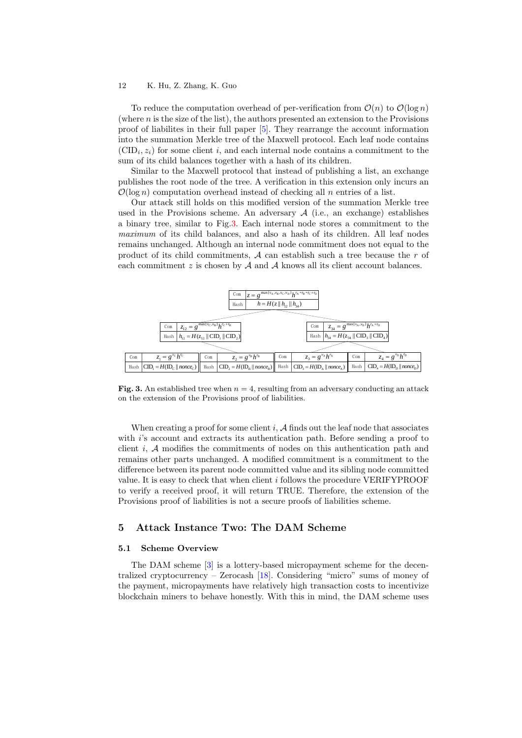To reduce the computation overhead of per-verification from $\mathcal{O}(n)$ to $\mathcal{O}(\log n)$ (where $n$ is the size of the list), the authors presented an extension to the Provisions proof of liabilites in their full paper [5]. They rearrange the account information into the summation Merkle tree of the Maxwell protocol. Each leaf node contains $(\text{CID}_i, z_i)$ for some client $i$, and each internal node contains a commitment to the sum of its child balances together with a hash of its children.

Similar to the Maxwell protocol that instead of publishing a list, an exchange publishes the root node of the tree. A verification in this extension only incurs an $\mathcal{O}(\log n)$ computation overhead instead of checking all $n$ entries of a list.

Our attack still holds on this modified version of the summation Merkle tree used in the Provisions scheme. An adversary $\mathcal{A}$ (i.e., an exchange) establishes a binary tree, similar to Fig.3. Each internal node stores a commitment to the *maximum* of its child balances, and also a hash of its children. All leaf nodes remains unchanged. Although an internal node commitment does not equal to the product of its child commitments, $\mathcal{A}$ can establish such a tree because the $r$ of each commitment $z$ is chosen by $\mathcal{A}$ and $\mathcal{A}$ knows all its client account balances.

| Com | $z = g^{\max\{v_A, v_B, v_C, v_D\}} h^{r_A + r_B + r_C + r_D}$ |
|---|---|
| Hash | $h = H(z \| h_{12} \| h_{34})$ |

| Com | $z_{12} = g^{\max\{v_C, v_B\}} h^{r_C + r_B}$ |
|---|---|
| Hash | $h_{12} = H(z_{12} \| \text{CID}_1 \| \text{CID}_2)$ |

| Com | $z_{34} = g^{\max\{v_A, v_D\}} h^{r_A + r_D}$ |
|---|---|
| Hash | $h_{34} = H(z_{34} \| \text{CID}_3 \| \text{CID}_4)$ |

| Com | $z_1 = g^{v_C} h^{r_C}$ | Com | $z_2 = g^{v_B} h^{r_B}$ | Com | $z_3 = g^{v_A} h^{r_A}$ | Com | $z_4 = g^{v_D} h^{r_D}$ |
|---|---|---|---|---|---|---|---|
| Hash | $\text{CID}_1 = H(\text{ID}_C \| nonce_C)$ | Hash | $\text{CID}_2 = H(\text{ID}_B \| nonce_B)$ | Hash | $\text{CID}_3 = H(\text{ID}_A \| nonce_A)$ | Hash | $\text{CID}_4 = H(\text{ID}_D \| nonce_D)$ |

**Fig. 3.** An established tree when $n = 4$, resulting from an adversary conducting an attack on the extension of the Provisions proof of liabilities.

When creating a proof for some client $i$, $\mathcal{A}$ finds out the leaf node that associates with $i$'s account and extracts its authentication path. Before sending a proof to client $i$, $\mathcal{A}$ modifies the commitments of nodes on this authentication path and remains other parts unchanged. A modified commitment is a commitment to the difference between its parent node committed value and its sibling node committed value. It is easy to check that when client $i$ follows the procedure VERIFYPROOF to verify a received proof, it will return TRUE. Therefore, the extension of the Provisions proof of liabilities is not a secure proofs of liabilities scheme.

## 5 Attack Instance Two: The DAM Scheme

### 5.1 Scheme Overview

The DAM scheme [3] is a lottery-based micropayment scheme for the decentralized cryptocurrency – Zerocash [18]. Considering "micro" sums of money of the payment, micropayments have relatively high transaction costs to incentivize blockchain miners to behave honestly. With this in mind, the DAM scheme uses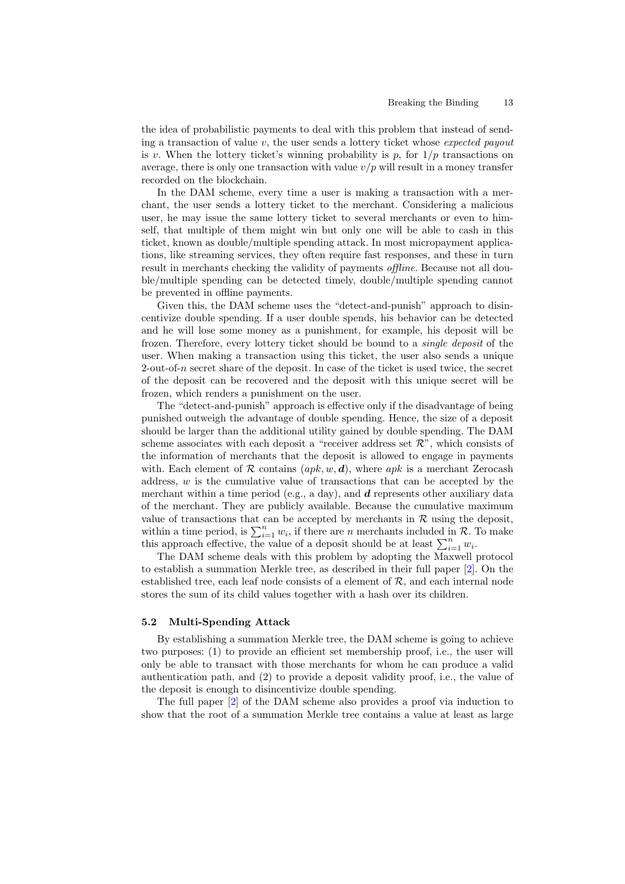the idea of probabilistic payments to deal with this problem that instead of sending a transaction of value $v$, the user sends a lottery ticket whose *expected payout* is $v$. When the lottery ticket's winning probability is $p$, for $1/p$ transactions on average, there is only one transaction with value $v/p$ will result in a money transfer recorded on the blockchain.

In the DAM scheme, every time a user is making a transaction with a merchant, the user sends a lottery ticket to the merchant. Considering a malicious user, he may issue the same lottery ticket to several merchants or even to himself, that multiple of them might win but only one will be able to cash in this ticket, known as double/multiple spending attack. In most micropayment applications, like streaming services, they often require fast responses, and these in turn result in merchants checking the validity of payments *offline*. Because not all double/multiple spending can be detected timely, double/multiple spending cannot be prevented in offline payments.

Given this, the DAM scheme uses the "detect-and-punish" approach to disincentivize double spending. If a user double spends, his behavior can be detected and he will lose some money as a punishment, for example, his deposit will be frozen. Therefore, every lottery ticket should be bound to a *single deposit* of the user. When making a transaction using this ticket, the user also sends a unique 2-out-of-$n$ secret share of the deposit. In case of the ticket is used twice, the secret of the deposit can be recovered and the deposit with this unique secret will be frozen, which renders a punishment on the user.

The "detect-and-punish" approach is effective only if the disadvantage of being punished outweigh the advantage of double spending. Hence, the size of a deposit should be larger than the additional utility gained by double spending. The DAM scheme associates with each deposit a "receiver address set $\mathcal{R}$", which consists of the information of merchants that the deposit is allowed to engage in payments with. Each element of $\mathcal{R}$ contains $(apk, w, \boldsymbol{d})$, where $apk$ is a merchant Zerocash address, $w$ is the cumulative value of transactions that can be accepted by the merchant within a time period (e.g., a day), and $\boldsymbol{d}$ represents other auxiliary data of the merchant. They are publicly available. Because the cumulative maximum value of transactions that can be accepted by merchants in $\mathcal{R}$ using the deposit, within a time period, is $\sum_{i=1}^{n} w_i$, if there are $n$ merchants included in $\mathcal{R}$. To make this approach effective, the value of a deposit should be at least $\sum_{i=1}^{n} w_i$.

The DAM scheme deals with this problem by adopting the Maxwell protocol to establish a summation Merkle tree, as described in their full paper [2]. On the established tree, each leaf node consists of a element of $\mathcal{R}$, and each internal node stores the sum of its child values together with a hash over its children.

### 5.2 Multi-Spending Attack

By establishing a summation Merkle tree, the DAM scheme is going to achieve two purposes: (1) to provide an efficient set membership proof, i.e., the user will only be able to transact with those merchants for whom he can produce a valid authentication path, and (2) to provide a deposit validity proof, i.e., the value of the deposit is enough to disincentivize double spending.

The full paper [2] of the DAM scheme also provides a proof via induction to show that the root of a summation Merkle tree contains a value at least as large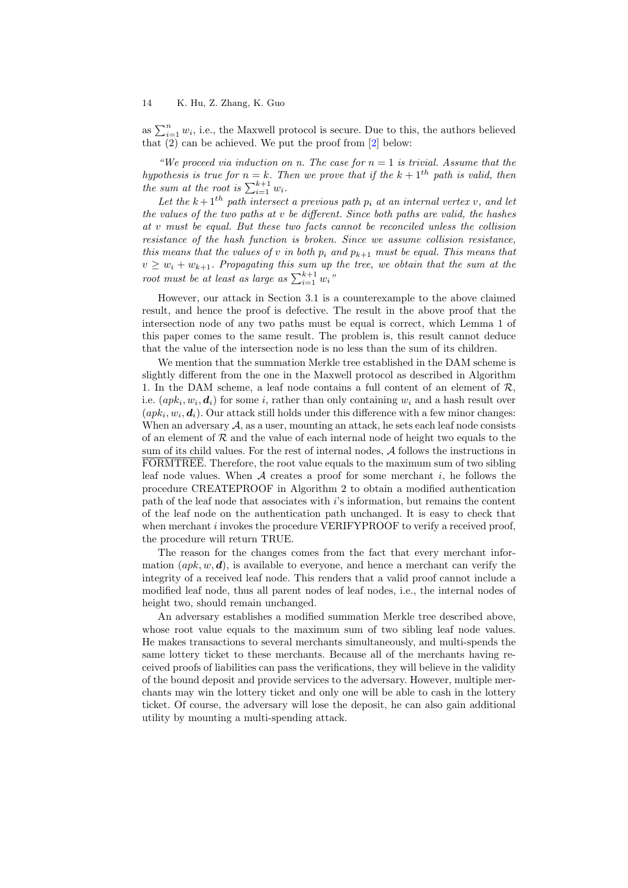as $\sum_{i=1}^{n} w_i$, i.e., the Maxwell protocol is secure. Due to this, the authors believed that (2) can be achieved. We put the proof from [2] below:

*"We proceed via induction on $n$. The case for $n = 1$ is trivial. Assume that the hypothesis is true for $n = k$. Then we prove that if the $k + 1^{th}$ path is valid, then the sum at the root is $\sum_{i=1}^{k+1} w_i$.*

*Let the $k+1^{th}$ path intersect a previous path $p_i$ at an internal vertex $v$, and let the values of the two paths at $v$ be different. Since both paths are valid, the hashes at $v$ must be equal. But these two facts cannot be reconciled unless the collision resistance of the hash function is broken. Since we assume collision resistance, this means that the values of $v$ in both $p_i$ and $p_{k+1}$ must be equal. This means that $v \geq w_i + w_{k+1}$. Propagating this sum up the tree, we obtain that the sum at the root must be at least as large as $\sum_{i=1}^{k+1} w_i$"*

However, our attack in Section 3.1 is a counterexample to the above claimed result, and hence the proof is defective. The result in the above proof that the intersection node of any two paths must be equal is correct, which Lemma 1 of this paper comes to the same result. The problem is, this result cannot deduce that the value of the intersection node is no less than the sum of its children.

We mention that the summation Merkle tree established in the DAM scheme is slightly different from the one in the Maxwell protocol as described in Algorithm 1. In the DAM scheme, a leaf node contains a full content of an element of $\mathcal{R}$, i.e. $(apk_i, w_i, \boldsymbol{d}_i)$ for some $i$, rather than only containing $w_i$ and a hash result over $(apk_i, w_i, \boldsymbol{d}_i)$. Our attack still holds under this difference with a few minor changes: When an adversary $\mathcal{A}$, as a user, mounting an attack, he sets each leaf node consists of an element of $\mathcal{R}$ and the value of each internal node of height two equals to the sum of its child values. For the rest of internal nodes, $\mathcal{A}$ follows the instructions in $\overline{\text{FORMTREE}}$. Therefore, the root value equals to the maximum sum of two sibling leaf node values. When $\mathcal{A}$ creates a proof for some merchant $i$, he follows the procedure CREATEPROOF in Algorithm 2 to obtain a modified authentication path of the leaf node that associates with $i$'s information, but remains the content of the leaf node on the authentication path unchanged. It is easy to check that when merchant $i$ invokes the procedure VERIFYPROOF to verify a received proof, the procedure will return TRUE.

The reason for the changes comes from the fact that every merchant information $(apk, w, \boldsymbol{d})$, is available to everyone, and hence a merchant can verify the integrity of a received leaf node. This renders that a valid proof cannot include a modified leaf node, thus all parent nodes of leaf nodes, i.e., the internal nodes of height two, should remain unchanged.

An adversary establishes a modified summation Merkle tree described above, whose root value equals to the maximum sum of two sibling leaf node values. He makes transactions to several merchants simultaneously, and multi-spends the same lottery ticket to these merchants. Because all of the merchants having received proofs of liabilities can pass the verifications, they will believe in the validity of the bound deposit and provide services to the adversary. However, multiple merchants may win the lottery ticket and only one will be able to cash in the lottery ticket. Of course, the adversary will lose the deposit, he can also gain additional utility by mounting a multi-spending attack.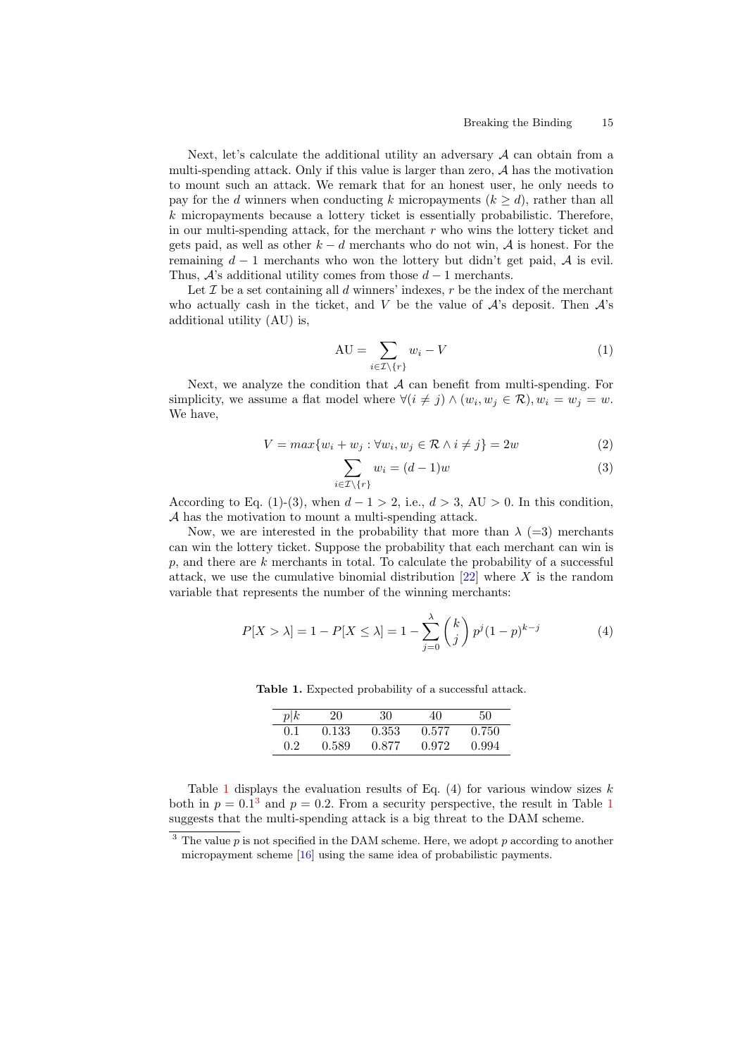Next, let's calculate the additional utility an adversary $\mathcal{A}$ can obtain from a multi-spending attack. Only if this value is larger than zero, $\mathcal{A}$ has the motivation to mount such an attack. We remark that for an honest user, he only needs to pay for the $d$ winners when conducting $k$ micropayments ($k \geq d$), rather than all $k$ micropayments because a lottery ticket is essentially probabilistic. Therefore, in our multi-spending attack, for the merchant $r$ who wins the lottery ticket and gets paid, as well as other $k-d$ merchants who do not win, $\mathcal{A}$ is honest. For the remaining $d-1$ merchants who won the lottery but didn't get paid, $\mathcal{A}$ is evil. Thus, $\mathcal{A}$'s additional utility comes from those $d-1$ merchants.

Let $\mathcal{I}$ be a set containing all $d$ winners' indexes, $r$ be the index of the merchant who actually cash in the ticket, and $V$ be the value of $\mathcal{A}$'s deposit. Then $\mathcal{A}$'s additional utility (AU) is,

$$\mathrm{AU} = \sum_{i \in \mathcal{I} \setminus \{r\}} w_i - V \tag{1}$$

Next, we analyze the condition that $\mathcal{A}$ can benefit from multi-spending. For simplicity, we assume a flat model where $\forall (i \neq j) \wedge (w_i, w_j \in \mathcal{R}), w_i = w_j = w$. We have,

$$V = max\{w_i + w_j : \forall w_i, w_j \in \mathcal{R} \wedge i \neq j\} = 2w \tag{2}$$

$$\sum_{i \in \mathcal{I} \setminus \{r\}} w_i = (d-1)w \tag{3}$$

According to Eq. (1)-(3), when $d - 1 > 2$, i.e., $d > 3$, AU $> 0$. In this condition, $\mathcal{A}$ has the motivation to mount a multi-spending attack.

Now, we are interested in the probability that more than $\lambda$ (=3) merchants can win the lottery ticket. Suppose the probability that each merchant can win is $p$, and there are $k$ merchants in total. To calculate the probability of a successful attack, we use the cumulative binomial distribution [22] where $X$ is the random variable that represents the number of the winning merchants:

$$P[X > \lambda] = 1 - P[X \leq \lambda] = 1 - \sum_{j=0}^{\lambda} \binom{k}{j} p^j (1-p)^{k-j} \tag{4}$$

**Table 1.** Expected probability of a successful attack.

| $p \mid k$ | 20 | 30 | 40 | 50 |
|---|---|---|---|---|
| 0.1 | 0.133 | 0.353 | 0.577 | 0.750 |
| 0.2 | 0.589 | 0.877 | 0.972 | 0.994 |

Table 1 displays the evaluation results of Eq. (4) for various window sizes $k$ both in $p = 0.1$[3] and $p = 0.2$. From a security perspective, the result in Table 1 suggests that the multi-spending attack is a big threat to the DAM scheme.

[3] The value $p$ is not specified in the DAM scheme. Here, we adopt $p$ according to another micropayment scheme [16] using the same idea of probabilistic payments.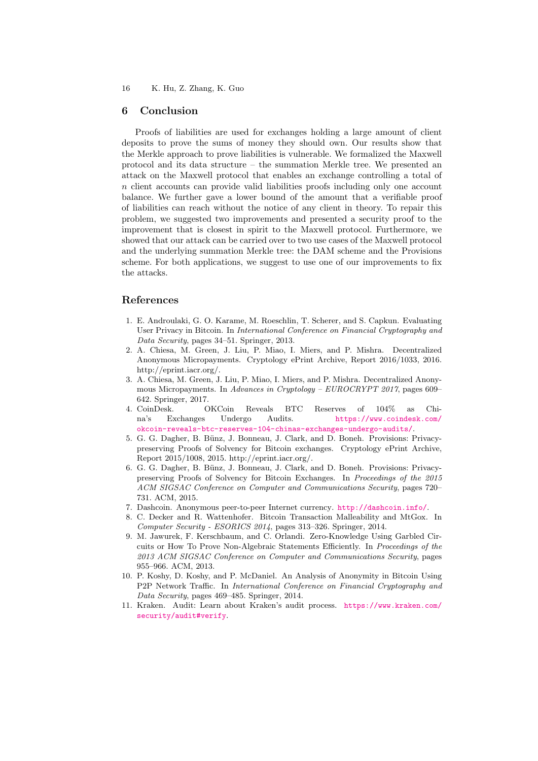## 6 Conclusion

Proofs of liabilities are used for exchanges holding a large amount of client deposits to prove the sums of money they should own. Our results show that the Merkle approach to prove liabilities is vulnerable. We formalized the Maxwell protocol and its data structure – the summation Merkle tree. We presented an attack on the Maxwell protocol that enables an exchange controlling a total of $n$ client accounts can provide valid liabilities proofs including only one account balance. We further gave a lower bound of the amount that a verifiable proof of liabilities can reach without the notice of any client in theory. To repair this problem, we suggested two improvements and presented a security proof to the improvement that is closest in spirit to the Maxwell protocol. Furthermore, we showed that our attack can be carried over to two use cases of the Maxwell protocol and the underlying summation Merkle tree: the DAM scheme and the Provisions scheme. For both applications, we suggest to use one of our improvements to fix the attacks.

## References

1. E. Androulaki, G. O. Karame, M. Roeschlin, T. Scherer, and S. Capkun. Evaluating User Privacy in Bitcoin. In *International Conference on Financial Cryptography and Data Security*, pages 34–51. Springer, 2013.
2. A. Chiesa, M. Green, J. Liu, P. Miao, I. Miers, and P. Mishra. Decentralized Anonymous Micropayments. Cryptology ePrint Archive, Report 2016/1033, 2016. http://eprint.iacr.org/.
3. A. Chiesa, M. Green, J. Liu, P. Miao, I. Miers, and P. Mishra. Decentralized Anonymous Micropayments. In *Advances in Cryptology – EUROCRYPT 2017*, pages 609–642. Springer, 2017.
4. CoinDesk. OKCoin Reveals BTC Reserves of 104% as China's Exchanges Undergo Audits. https://www.coindesk.com/okcoin-reveals-btc-reserves-104-chinas-exchanges-undergo-audits/.
5. G. G. Dagher, B. Bünz, J. Bonneau, J. Clark, and D. Boneh. Provisions: Privacy-preserving Proofs of Solvency for Bitcoin exchanges. Cryptology ePrint Archive, Report 2015/1008, 2015. http://eprint.iacr.org/.
6. G. G. Dagher, B. Bünz, J. Bonneau, J. Clark, and D. Boneh. Provisions: Privacy-preserving Proofs of Solvency for Bitcoin Exchanges. In *Proceedings of the 2015 ACM SIGSAC Conference on Computer and Communications Security*, pages 720–731. ACM, 2015.
7. Dashcoin. Anonymous peer-to-peer Internet currency. http://dashcoin.info/.
8. C. Decker and R. Wattenhofer. Bitcoin Transaction Malleability and MtGox. In *Computer Security - ESORICS 2014*, pages 313–326. Springer, 2014.
9. M. Jawurek, F. Kerschbaum, and C. Orlandi. Zero-Knowledge Using Garbled Circuits or How To Prove Non-Algebraic Statements Efficiently. In *Proceedings of the 2013 ACM SIGSAC Conference on Computer and Communications Security*, pages 955–966. ACM, 2013.
10. P. Koshy, D. Koshy, and P. McDaniel. An Analysis of Anonymity in Bitcoin Using P2P Network Traffic. In *International Conference on Financial Cryptography and Data Security*, pages 469–485. Springer, 2014.
11. Kraken. Audit: Learn about Kraken's audit process. https://www.kraken.com/security/audit#verify.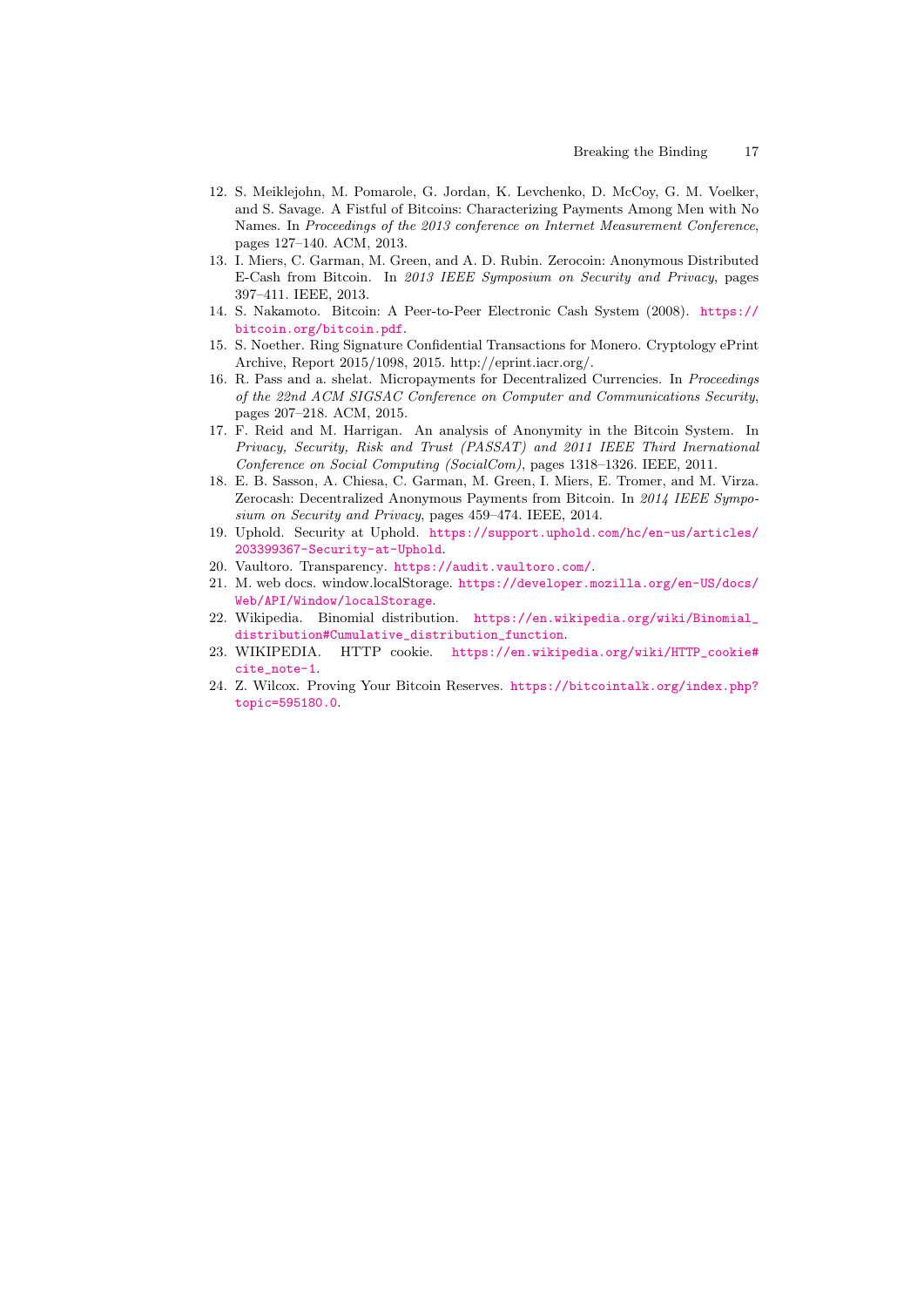12. S. Meiklejohn, M. Pomarole, G. Jordan, K. Levchenko, D. McCoy, G. M. Voelker, and S. Savage. A Fistful of Bitcoins: Characterizing Payments Among Men with No Names. In *Proceedings of the 2013 conference on Internet Measurement Conference*, pages 127–140. ACM, 2013.
13. I. Miers, C. Garman, M. Green, and A. D. Rubin. Zerocoin: Anonymous Distributed E-Cash from Bitcoin. In *2013 IEEE Symposium on Security and Privacy*, pages 397–411. IEEE, 2013.
14. S. Nakamoto. Bitcoin: A Peer-to-Peer Electronic Cash System (2008). https://bitcoin.org/bitcoin.pdf.
15. S. Noether. Ring Signature Confidential Transactions for Monero. Cryptology ePrint Archive, Report 2015/1098, 2015. http://eprint.iacr.org/.
16. R. Pass and a. shelat. Micropayments for Decentralized Currencies. In *Proceedings of the 22nd ACM SIGSAC Conference on Computer and Communications Security*, pages 207–218. ACM, 2015.
17. F. Reid and M. Harrigan. An analysis of Anonymity in the Bitcoin System. In *Privacy, Security, Risk and Trust (PASSAT) and 2011 IEEE Third Inernational Conference on Social Computing (SocialCom)*, pages 1318–1326. IEEE, 2011.
18. E. B. Sasson, A. Chiesa, C. Garman, M. Green, I. Miers, E. Tromer, and M. Virza. Zerocash: Decentralized Anonymous Payments from Bitcoin. In *2014 IEEE Symposium on Security and Privacy*, pages 459–474. IEEE, 2014.
19. Uphold. Security at Uphold. https://support.uphold.com/hc/en-us/articles/203399367-Security-at-Uphold.
20. Vaultoro. Transparency. https://audit.vaultoro.com/.
21. M. web docs. window.localStorage. https://developer.mozilla.org/en-US/docs/Web/API/Window/localStorage.
22. Wikipedia. Binomial distribution. https://en.wikipedia.org/wiki/Binomial_distribution#Cumulative_distribution_function.
23. WIKIPEDIA. HTTP cookie. https://en.wikipedia.org/wiki/HTTP_cookie#cite_note-1.
24. Z. Wilcox. Proving Your Bitcoin Reserves. https://bitcointalk.org/index.php?topic=595180.0.